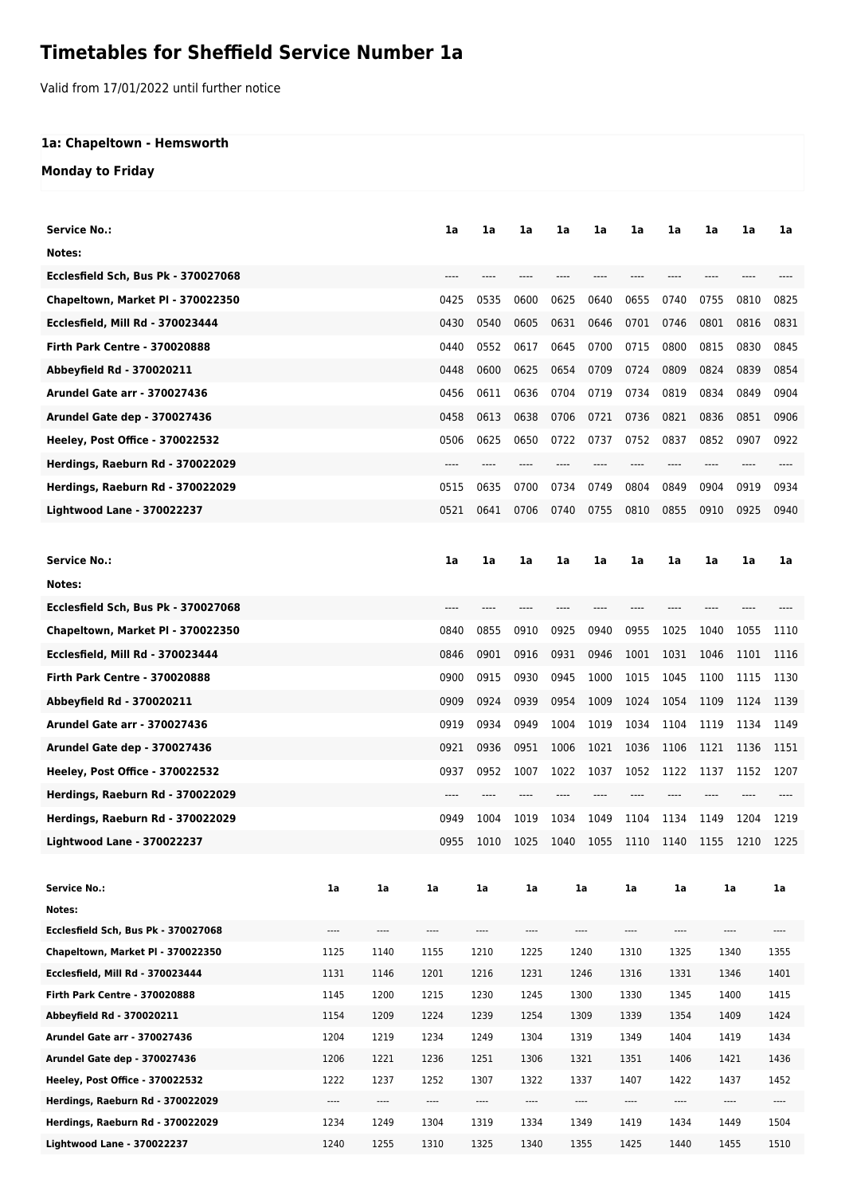# Timetables for Sheffield Service Number 1a

Valid from 17/01/2022 until further notice

**1a: Chapeltown - Hemsworth**

**Monday to Friday**

| Service No.: | 1a | 1a | 1a | 1a | 1a | 1a | 1a | 1a | 1a | 1a |
|---|---|---|---|---|---|---|---|---|---|---|
| Notes: | | | | | | | | | | |
| Ecclesfield Sch, Bus Pk - 370027068 | ---- | ---- | ---- | ---- | ---- | ---- | ---- | ---- | ---- | ---- |
| Chapeltown, Market Pl - 370022350 | 0425 | 0535 | 0600 | 0625 | 0640 | 0655 | 0740 | 0755 | 0810 | 0825 |
| Ecclesfield, Mill Rd - 370023444 | 0430 | 0540 | 0605 | 0631 | 0646 | 0701 | 0746 | 0801 | 0816 | 0831 |
| Firth Park Centre - 370020888 | 0440 | 0552 | 0617 | 0645 | 0700 | 0715 | 0800 | 0815 | 0830 | 0845 |
| Abbeyfield Rd - 370020211 | 0448 | 0600 | 0625 | 0654 | 0709 | 0724 | 0809 | 0824 | 0839 | 0854 |
| Arundel Gate arr - 370027436 | 0456 | 0611 | 0636 | 0704 | 0719 | 0734 | 0819 | 0834 | 0849 | 0904 |
| Arundel Gate dep - 370027436 | 0458 | 0613 | 0638 | 0706 | 0721 | 0736 | 0821 | 0836 | 0851 | 0906 |
| Heeley, Post Office - 370022532 | 0506 | 0625 | 0650 | 0722 | 0737 | 0752 | 0837 | 0852 | 0907 | 0922 |
| Herdings, Raeburn Rd - 370022029 | ---- | ---- | ---- | ---- | ---- | ---- | ---- | ---- | ---- | ---- |
| Herdings, Raeburn Rd - 370022029 | 0515 | 0635 | 0700 | 0734 | 0749 | 0804 | 0849 | 0904 | 0919 | 0934 |
| Lightwood Lane - 370022237 | 0521 | 0641 | 0706 | 0740 | 0755 | 0810 | 0855 | 0910 | 0925 | 0940 |

| Service No.: | 1a | 1a | 1a | 1a | 1a | 1a | 1a | 1a | 1a | 1a |
|---|---|---|---|---|---|---|---|---|---|---|
| Notes: | | | | | | | | | | |
| Ecclesfield Sch, Bus Pk - 370027068 | ---- | ---- | ---- | ---- | ---- | ---- | ---- | ---- | ---- | ---- |
| Chapeltown, Market Pl - 370022350 | 0840 | 0855 | 0910 | 0925 | 0940 | 0955 | 1025 | 1040 | 1055 | 1110 |
| Ecclesfield, Mill Rd - 370023444 | 0846 | 0901 | 0916 | 0931 | 0946 | 1001 | 1031 | 1046 | 1101 | 1116 |
| Firth Park Centre - 370020888 | 0900 | 0915 | 0930 | 0945 | 1000 | 1015 | 1045 | 1100 | 1115 | 1130 |
| Abbeyfield Rd - 370020211 | 0909 | 0924 | 0939 | 0954 | 1009 | 1024 | 1054 | 1109 | 1124 | 1139 |
| Arundel Gate arr - 370027436 | 0919 | 0934 | 0949 | 1004 | 1019 | 1034 | 1104 | 1119 | 1134 | 1149 |
| Arundel Gate dep - 370027436 | 0921 | 0936 | 0951 | 1006 | 1021 | 1036 | 1106 | 1121 | 1136 | 1151 |
| Heeley, Post Office - 370022532 | 0937 | 0952 | 1007 | 1022 | 1037 | 1052 | 1122 | 1137 | 1152 | 1207 |
| Herdings, Raeburn Rd - 370022029 | ---- | ---- | ---- | ---- | ---- | ---- | ---- | ---- | ---- | ---- |
| Herdings, Raeburn Rd - 370022029 | 0949 | 1004 | 1019 | 1034 | 1049 | 1104 | 1134 | 1149 | 1204 | 1219 |
| Lightwood Lane - 370022237 | 0955 | 1010 | 1025 | 1040 | 1055 | 1110 | 1140 | 1155 | 1210 | 1225 |

| Service No.: | 1a | 1a | 1a | 1a | 1a | 1a | 1a | 1a | 1a | 1a |
|---|---|---|---|---|---|---|---|---|---|---|
| Notes: | | | | | | | | | | |
| Ecclesfield Sch, Bus Pk - 370027068 | ---- | ---- | ---- | ---- | ---- | ---- | ---- | ---- | ---- | ---- |
| Chapeltown, Market Pl - 370022350 | 1125 | 1140 | 1155 | 1210 | 1225 | 1240 | 1310 | 1325 | 1340 | 1355 |
| Ecclesfield, Mill Rd - 370023444 | 1131 | 1146 | 1201 | 1216 | 1231 | 1246 | 1316 | 1331 | 1346 | 1401 |
| Firth Park Centre - 370020888 | 1145 | 1200 | 1215 | 1230 | 1245 | 1300 | 1330 | 1345 | 1400 | 1415 |
| Abbeyfield Rd - 370020211 | 1154 | 1209 | 1224 | 1239 | 1254 | 1309 | 1339 | 1354 | 1409 | 1424 |
| Arundel Gate arr - 370027436 | 1204 | 1219 | 1234 | 1249 | 1304 | 1319 | 1349 | 1404 | 1419 | 1434 |
| Arundel Gate dep - 370027436 | 1206 | 1221 | 1236 | 1251 | 1306 | 1321 | 1351 | 1406 | 1421 | 1436 |
| Heeley, Post Office - 370022532 | 1222 | 1237 | 1252 | 1307 | 1322 | 1337 | 1407 | 1422 | 1437 | 1452 |
| Herdings, Raeburn Rd - 370022029 | ---- | ---- | ---- | ---- | ---- | ---- | ---- | ---- | ---- | ---- |
| Herdings, Raeburn Rd - 370022029 | 1234 | 1249 | 1304 | 1319 | 1334 | 1349 | 1419 | 1434 | 1449 | 1504 |
| Lightwood Lane - 370022237 | 1240 | 1255 | 1310 | 1325 | 1340 | 1355 | 1425 | 1440 | 1455 | 1510 |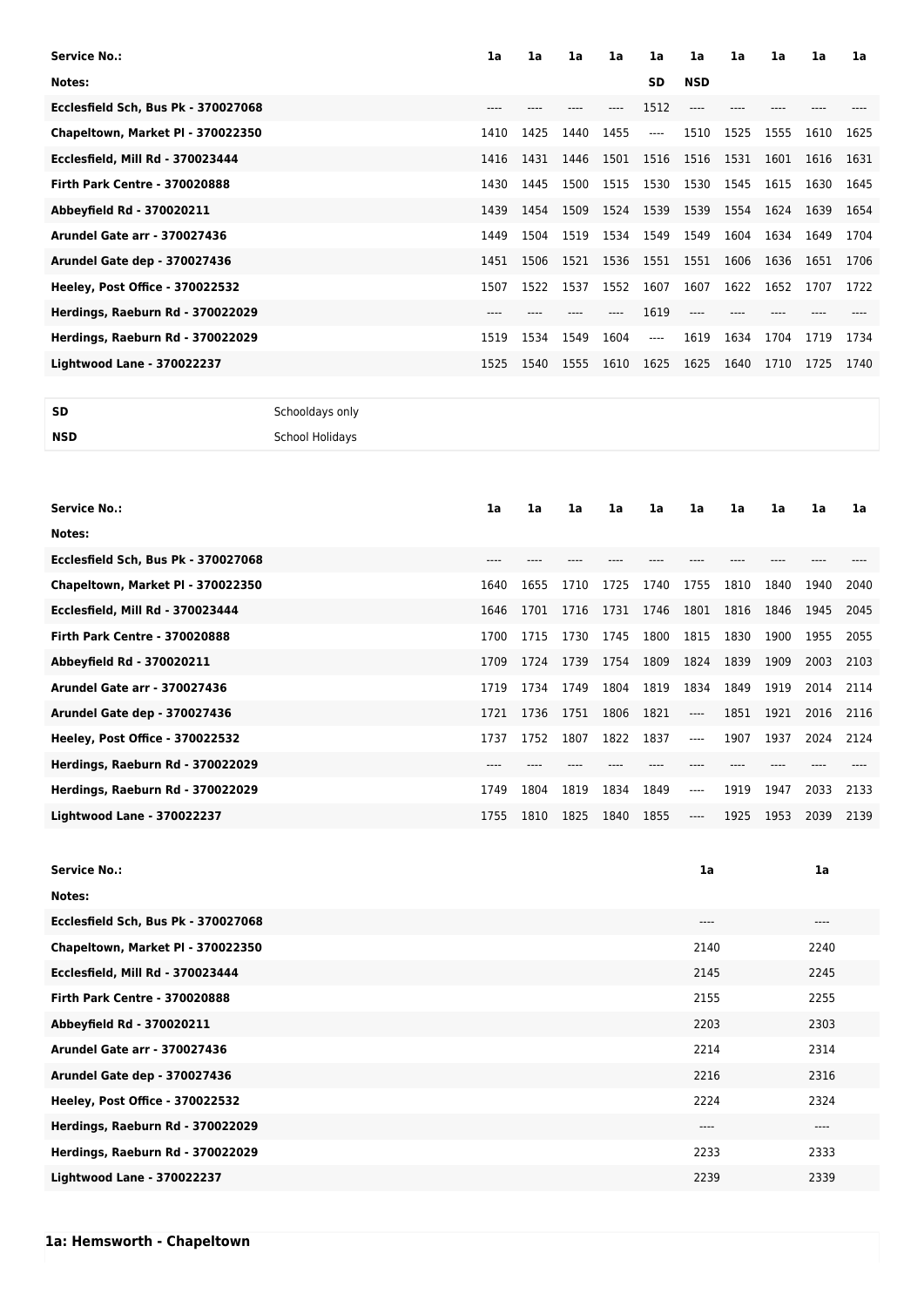| Service No.: | 1a | 1a | 1a | 1a | 1a | 1a | 1a | 1a | 1a | 1a |
|---|---|---|---|---|---|---|---|---|---|---|
| Notes: | | | | | SD | NSD | | | | |
| Ecclesfield Sch, Bus Pk - 370027068 | ---- | ---- | ---- | ---- | 1512 | ---- | ---- | ---- | ---- | ---- |
| Chapeltown, Market Pl - 370022350 | 1410 | 1425 | 1440 | 1455 | ---- | 1510 | 1525 | 1555 | 1610 | 1625 |
| Ecclesfield, Mill Rd - 370023444 | 1416 | 1431 | 1446 | 1501 | 1516 | 1516 | 1531 | 1601 | 1616 | 1631 |
| Firth Park Centre - 370020888 | 1430 | 1445 | 1500 | 1515 | 1530 | 1530 | 1545 | 1615 | 1630 | 1645 |
| Abbeyfield Rd - 370020211 | 1439 | 1454 | 1509 | 1524 | 1539 | 1539 | 1554 | 1624 | 1639 | 1654 |
| Arundel Gate arr - 370027436 | 1449 | 1504 | 1519 | 1534 | 1549 | 1549 | 1604 | 1634 | 1649 | 1704 |
| Arundel Gate dep - 370027436 | 1451 | 1506 | 1521 | 1536 | 1551 | 1551 | 1606 | 1636 | 1651 | 1706 |
| Heeley, Post Office - 370022532 | 1507 | 1522 | 1537 | 1552 | 1607 | 1607 | 1622 | 1652 | 1707 | 1722 |
| Herdings, Raeburn Rd - 370022029 | ---- | ---- | ---- | ---- | 1619 | ---- | ---- | ---- | ---- | ---- |
| Herdings, Raeburn Rd - 370022029 | 1519 | 1534 | 1549 | 1604 | ---- | 1619 | 1634 | 1704 | 1719 | 1734 |
| Lightwood Lane - 370022237 | 1525 | 1540 | 1555 | 1610 | 1625 | 1625 | 1640 | 1710 | 1725 | 1740 |

| | |
|---|---|
| SD | Schooldays only |
| NSD | School Holidays |

| Service No.: | 1a | 1a | 1a | 1a | 1a | 1a | 1a | 1a | 1a | 1a |
|---|---|---|---|---|---|---|---|---|---|---|
| Notes: | | | | | | | | | | |
| Ecclesfield Sch, Bus Pk - 370027068 | ---- | ---- | ---- | ---- | ---- | ---- | ---- | ---- | ---- | ---- |
| Chapeltown, Market Pl - 370022350 | 1640 | 1655 | 1710 | 1725 | 1740 | 1755 | 1810 | 1840 | 1940 | 2040 |
| Ecclesfield, Mill Rd - 370023444 | 1646 | 1701 | 1716 | 1731 | 1746 | 1801 | 1816 | 1846 | 1945 | 2045 |
| Firth Park Centre - 370020888 | 1700 | 1715 | 1730 | 1745 | 1800 | 1815 | 1830 | 1900 | 1955 | 2055 |
| Abbeyfield Rd - 370020211 | 1709 | 1724 | 1739 | 1754 | 1809 | 1824 | 1839 | 1909 | 2003 | 2103 |
| Arundel Gate arr - 370027436 | 1719 | 1734 | 1749 | 1804 | 1819 | 1834 | 1849 | 1919 | 2014 | 2114 |
| Arundel Gate dep - 370027436 | 1721 | 1736 | 1751 | 1806 | 1821 | ---- | 1851 | 1921 | 2016 | 2116 |
| Heeley, Post Office - 370022532 | 1737 | 1752 | 1807 | 1822 | 1837 | ---- | 1907 | 1937 | 2024 | 2124 |
| Herdings, Raeburn Rd - 370022029 | ---- | ---- | ---- | ---- | ---- | ---- | ---- | ---- | ---- | ---- |
| Herdings, Raeburn Rd - 370022029 | 1749 | 1804 | 1819 | 1834 | 1849 | ---- | 1919 | 1947 | 2033 | 2133 |
| Lightwood Lane - 370022237 | 1755 | 1810 | 1825 | 1840 | 1855 | ---- | 1925 | 1953 | 2039 | 2139 |

| Service No.: | 1a | 1a |
|---|---|---|
| Notes: | | |
| Ecclesfield Sch, Bus Pk - 370027068 | ---- | ---- |
| Chapeltown, Market Pl - 370022350 | 2140 | 2240 |
| Ecclesfield, Mill Rd - 370023444 | 2145 | 2245 |
| Firth Park Centre - 370020888 | 2155 | 2255 |
| Abbeyfield Rd - 370020211 | 2203 | 2303 |
| Arundel Gate arr - 370027436 | 2214 | 2314 |
| Arundel Gate dep - 370027436 | 2216 | 2316 |
| Heeley, Post Office - 370022532 | 2224 | 2324 |
| Herdings, Raeburn Rd - 370022029 | ---- | ---- |
| Herdings, Raeburn Rd - 370022029 | 2233 | 2333 |
| Lightwood Lane - 370022237 | 2239 | 2339 |

**1a: Hemsworth - Chapeltown**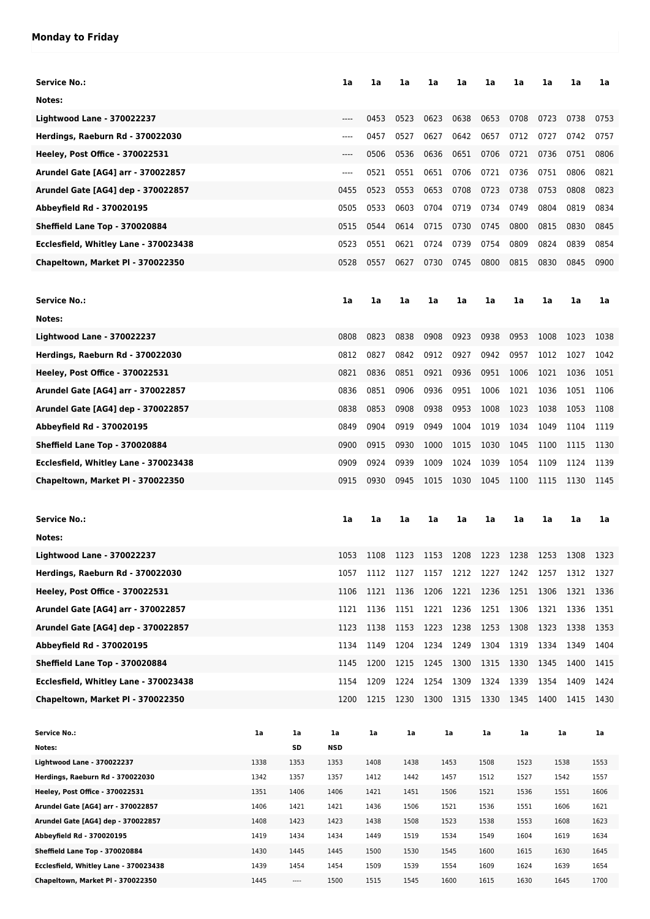## Monday to Friday

| Service No.: | 1a | 1a | 1a | 1a | 1a | 1a | 1a | 1a | 1a | 1a |
|---|---|---|---|---|---|---|---|---|---|---|
| Notes: | | | | | | | | | | |
| Lightwood Lane - 370022237 | ---- | 0453 | 0523 | 0623 | 0638 | 0653 | 0708 | 0723 | 0738 | 0753 |
| Herdings, Raeburn Rd - 370022030 | ---- | 0457 | 0527 | 0627 | 0642 | 0657 | 0712 | 0727 | 0742 | 0757 |
| Heeley, Post Office - 370022531 | ---- | 0506 | 0536 | 0636 | 0651 | 0706 | 0721 | 0736 | 0751 | 0806 |
| Arundel Gate [AG4] arr - 370022857 | ---- | 0521 | 0551 | 0651 | 0706 | 0721 | 0736 | 0751 | 0806 | 0821 |
| Arundel Gate [AG4] dep - 370022857 | 0455 | 0523 | 0553 | 0653 | 0708 | 0723 | 0738 | 0753 | 0808 | 0823 |
| Abbeyfield Rd - 370020195 | 0505 | 0533 | 0603 | 0704 | 0719 | 0734 | 0749 | 0804 | 0819 | 0834 |
| Sheffield Lane Top - 370020884 | 0515 | 0544 | 0614 | 0715 | 0730 | 0745 | 0800 | 0815 | 0830 | 0845 |
| Ecclesfield, Whitley Lane - 370023438 | 0523 | 0551 | 0621 | 0724 | 0739 | 0754 | 0809 | 0824 | 0839 | 0854 |
| Chapeltown, Market Pl - 370022350 | 0528 | 0557 | 0627 | 0730 | 0745 | 0800 | 0815 | 0830 | 0845 | 0900 |

| Service No.: | 1a | 1a | 1a | 1a | 1a | 1a | 1a | 1a | 1a | 1a |
|---|---|---|---|---|---|---|---|---|---|---|
| Notes: | | | | | | | | | | |
| Lightwood Lane - 370022237 | 0808 | 0823 | 0838 | 0908 | 0923 | 0938 | 0953 | 1008 | 1023 | 1038 |
| Herdings, Raeburn Rd - 370022030 | 0812 | 0827 | 0842 | 0912 | 0927 | 0942 | 0957 | 1012 | 1027 | 1042 |
| Heeley, Post Office - 370022531 | 0821 | 0836 | 0851 | 0921 | 0936 | 0951 | 1006 | 1021 | 1036 | 1051 |
| Arundel Gate [AG4] arr - 370022857 | 0836 | 0851 | 0906 | 0936 | 0951 | 1006 | 1021 | 1036 | 1051 | 1106 |
| Arundel Gate [AG4] dep - 370022857 | 0838 | 0853 | 0908 | 0938 | 0953 | 1008 | 1023 | 1038 | 1053 | 1108 |
| Abbeyfield Rd - 370020195 | 0849 | 0904 | 0919 | 0949 | 1004 | 1019 | 1034 | 1049 | 1104 | 1119 |
| Sheffield Lane Top - 370020884 | 0900 | 0915 | 0930 | 1000 | 1015 | 1030 | 1045 | 1100 | 1115 | 1130 |
| Ecclesfield, Whitley Lane - 370023438 | 0909 | 0924 | 0939 | 1009 | 1024 | 1039 | 1054 | 1109 | 1124 | 1139 |
| Chapeltown, Market Pl - 370022350 | 0915 | 0930 | 0945 | 1015 | 1030 | 1045 | 1100 | 1115 | 1130 | 1145 |

| Service No.: | 1a | 1a | 1a | 1a | 1a | 1a | 1a | 1a | 1a | 1a |
|---|---|---|---|---|---|---|---|---|---|---|
| Notes: | | | | | | | | | | |
| Lightwood Lane - 370022237 | 1053 | 1108 | 1123 | 1153 | 1208 | 1223 | 1238 | 1253 | 1308 | 1323 |
| Herdings, Raeburn Rd - 370022030 | 1057 | 1112 | 1127 | 1157 | 1212 | 1227 | 1242 | 1257 | 1312 | 1327 |
| Heeley, Post Office - 370022531 | 1106 | 1121 | 1136 | 1206 | 1221 | 1236 | 1251 | 1306 | 1321 | 1336 |
| Arundel Gate [AG4] arr - 370022857 | 1121 | 1136 | 1151 | 1221 | 1236 | 1251 | 1306 | 1321 | 1336 | 1351 |
| Arundel Gate [AG4] dep - 370022857 | 1123 | 1138 | 1153 | 1223 | 1238 | 1253 | 1308 | 1323 | 1338 | 1353 |
| Abbeyfield Rd - 370020195 | 1134 | 1149 | 1204 | 1234 | 1249 | 1304 | 1319 | 1334 | 1349 | 1404 |
| Sheffield Lane Top - 370020884 | 1145 | 1200 | 1215 | 1245 | 1300 | 1315 | 1330 | 1345 | 1400 | 1415 |
| Ecclesfield, Whitley Lane - 370023438 | 1154 | 1209 | 1224 | 1254 | 1309 | 1324 | 1339 | 1354 | 1409 | 1424 |
| Chapeltown, Market Pl - 370022350 | 1200 | 1215 | 1230 | 1300 | 1315 | 1330 | 1345 | 1400 | 1415 | 1430 |

| Service No.: | 1a | 1a | 1a | 1a | 1a | 1a | 1a | 1a | 1a | 1a |
|---|---|---|---|---|---|---|---|---|---|---|
| Notes: | | SD | NSD | | | | | | | |
| Lightwood Lane - 370022237 | 1338 | 1353 | 1353 | 1408 | 1438 | 1453 | 1508 | 1523 | 1538 | 1553 |
| Herdings, Raeburn Rd - 370022030 | 1342 | 1357 | 1357 | 1412 | 1442 | 1457 | 1512 | 1527 | 1542 | 1557 |
| Heeley, Post Office - 370022531 | 1351 | 1406 | 1406 | 1421 | 1451 | 1506 | 1521 | 1536 | 1551 | 1606 |
| Arundel Gate [AG4] arr - 370022857 | 1406 | 1421 | 1421 | 1436 | 1506 | 1521 | 1536 | 1551 | 1606 | 1621 |
| Arundel Gate [AG4] dep - 370022857 | 1408 | 1423 | 1423 | 1438 | 1508 | 1523 | 1538 | 1553 | 1608 | 1623 |
| Abbeyfield Rd - 370020195 | 1419 | 1434 | 1434 | 1449 | 1519 | 1534 | 1549 | 1604 | 1619 | 1634 |
| Sheffield Lane Top - 370020884 | 1430 | 1445 | 1445 | 1500 | 1530 | 1545 | 1600 | 1615 | 1630 | 1645 |
| Ecclesfield, Whitley Lane - 370023438 | 1439 | 1454 | 1454 | 1509 | 1539 | 1554 | 1609 | 1624 | 1639 | 1654 |
| Chapeltown, Market Pl - 370022350 | 1445 | ---- | 1500 | 1515 | 1545 | 1600 | 1615 | 1630 | 1645 | 1700 |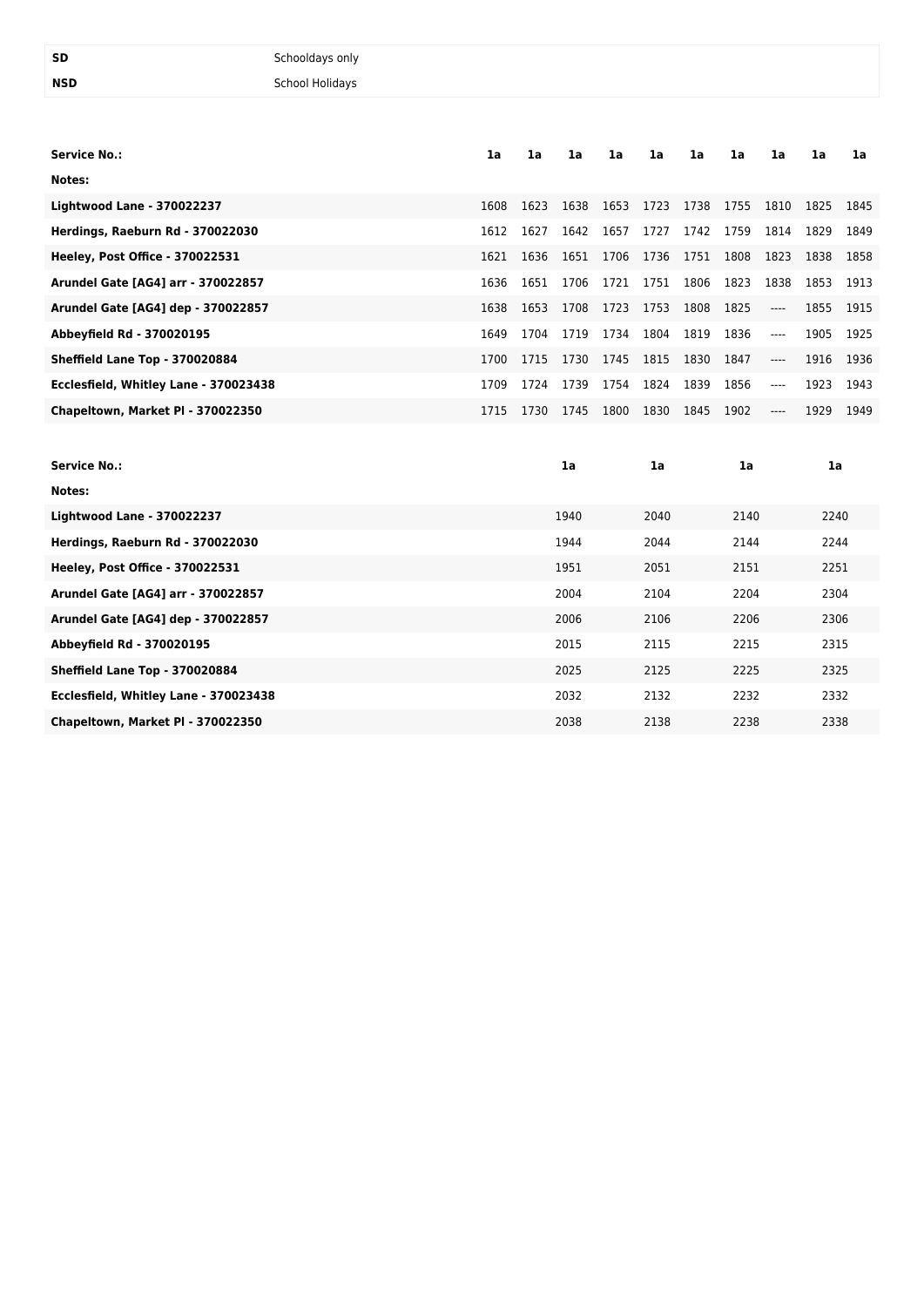| | |
|---|---|
| **SD** | Schooldays only |
| **NSD** | School Holidays |

| **Service No.:** | 1a | 1a | 1a | 1a | 1a | 1a | 1a | 1a | 1a | 1a |
|---|---|---|---|---|---|---|---|---|---|---|
| **Notes:** | | | | | | | | | | |
| **Lightwood Lane - 370022237** | 1608 | 1623 | 1638 | 1653 | 1723 | 1738 | 1755 | 1810 | 1825 | 1845 |
| **Herdings, Raeburn Rd - 370022030** | 1612 | 1627 | 1642 | 1657 | 1727 | 1742 | 1759 | 1814 | 1829 | 1849 |
| **Heeley, Post Office - 370022531** | 1621 | 1636 | 1651 | 1706 | 1736 | 1751 | 1808 | 1823 | 1838 | 1858 |
| **Arundel Gate [AG4] arr - 370022857** | 1636 | 1651 | 1706 | 1721 | 1751 | 1806 | 1823 | 1838 | 1853 | 1913 |
| **Arundel Gate [AG4] dep - 370022857** | 1638 | 1653 | 1708 | 1723 | 1753 | 1808 | 1825 | ---- | 1855 | 1915 |
| **Abbeyfield Rd - 370020195** | 1649 | 1704 | 1719 | 1734 | 1804 | 1819 | 1836 | ---- | 1905 | 1925 |
| **Sheffield Lane Top - 370020884** | 1700 | 1715 | 1730 | 1745 | 1815 | 1830 | 1847 | ---- | 1916 | 1936 |
| **Ecclesfield, Whitley Lane - 370023438** | 1709 | 1724 | 1739 | 1754 | 1824 | 1839 | 1856 | ---- | 1923 | 1943 |
| **Chapeltown, Market Pl - 370022350** | 1715 | 1730 | 1745 | 1800 | 1830 | 1845 | 1902 | ---- | 1929 | 1949 |

| **Service No.:** | 1a | 1a | 1a | 1a |
|---|---|---|---|---|
| **Notes:** | | | | |
| **Lightwood Lane - 370022237** | 1940 | 2040 | 2140 | 2240 |
| **Herdings, Raeburn Rd - 370022030** | 1944 | 2044 | 2144 | 2244 |
| **Heeley, Post Office - 370022531** | 1951 | 2051 | 2151 | 2251 |
| **Arundel Gate [AG4] arr - 370022857** | 2004 | 2104 | 2204 | 2304 |
| **Arundel Gate [AG4] dep - 370022857** | 2006 | 2106 | 2206 | 2306 |
| **Abbeyfield Rd - 370020195** | 2015 | 2115 | 2215 | 2315 |
| **Sheffield Lane Top - 370020884** | 2025 | 2125 | 2225 | 2325 |
| **Ecclesfield, Whitley Lane - 370023438** | 2032 | 2132 | 2232 | 2332 |
| **Chapeltown, Market Pl - 370022350** | 2038 | 2138 | 2238 | 2338 |